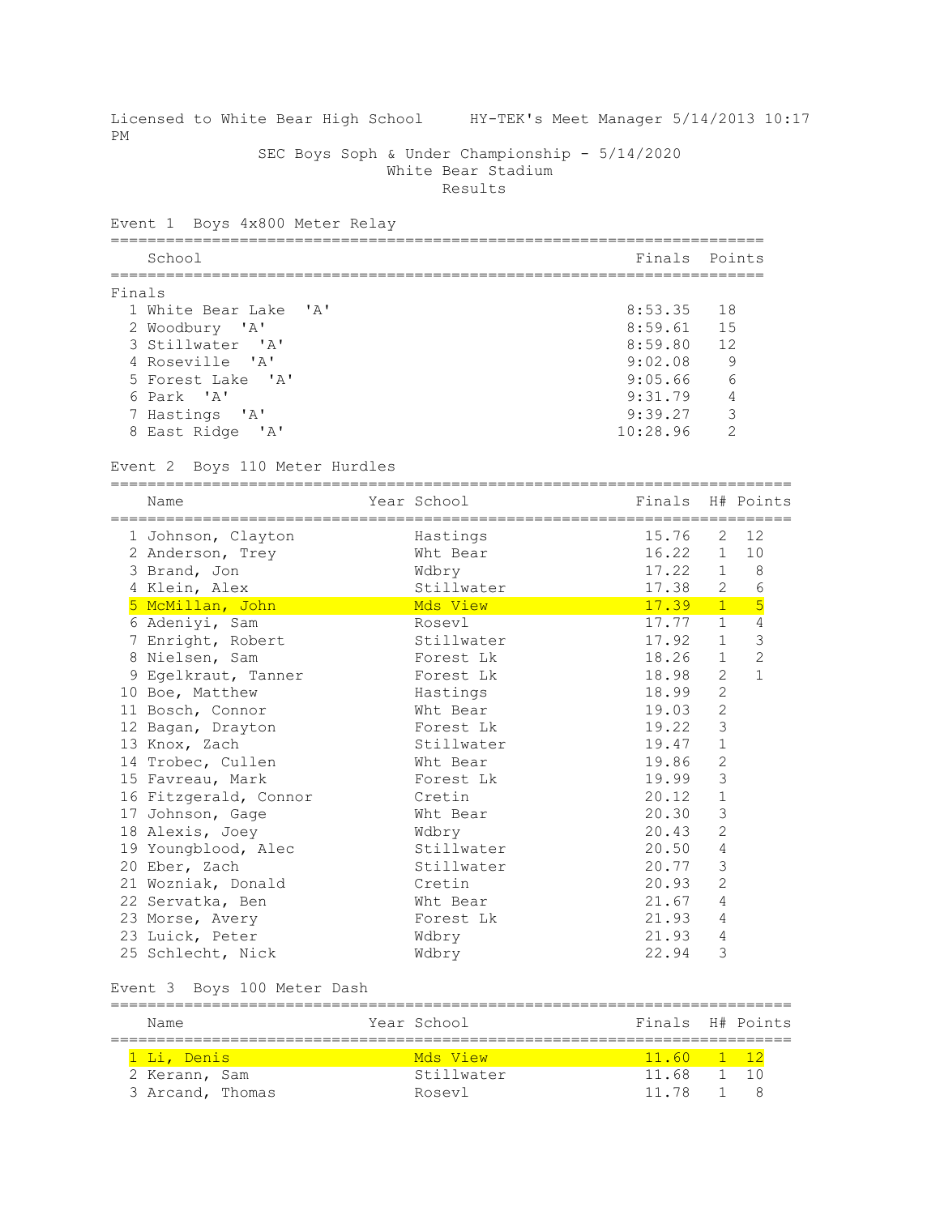Licensed to White Bear High School     HY-TEK's Meet Manager 5/14/2013 10:17 PM

# SEC Boys Soph & Under Championship - 5/14/2020

## White Bear Stadium

### Results

**Event 1 Boys 4x800 Meter Relay**

| | School | Finals | Points |
|---|---|---|---|
| **Finals** | | | |
| 1 | White Bear Lake 'A' | 8:53.35 | 18 |
| 2 | Woodbury 'A' | 8:59.61 | 15 |
| 3 | Stillwater 'A' | 8:59.80 | 12 |
| 4 | Roseville 'A' | 9:02.08 | 9 |
| 5 | Forest Lake 'A' | 9:05.66 | 6 |
| 6 | Park 'A' | 9:31.79 | 4 |
| 7 | Hastings 'A' | 9:39.27 | 3 |
| 8 | East Ridge 'A' | 10:28.96 | 2 |

**Event 2 Boys 110 Meter Hurdles**

| | Name | Year | School | Finals | H# | Points |
|---|---|---|---|---|---|---|
| 1 | Johnson, Clayton | | Hastings | 15.76 | 2 | 12 |
| 2 | Anderson, Trey | | Wht Bear | 16.22 | 1 | 10 |
| 3 | Brand, Jon | | Wdbry | 17.22 | 1 | 8 |
| 4 | Klein, Alex | | Stillwater | 17.38 | 2 | 6 |
| 5 | McMillan, John | | Mds View | 17.39 | 1 | 5 |
| 6 | Adeniyi, Sam | | Rosevl | 17.77 | 1 | 4 |
| 7 | Enright, Robert | | Stillwater | 17.92 | 1 | 3 |
| 8 | Nielsen, Sam | | Forest Lk | 18.26 | 1 | 2 |
| 9 | Egelkraut, Tanner | | Forest Lk | 18.98 | 2 | 1 |
| 10 | Boe, Matthew | | Hastings | 18.99 | 2 | |
| 11 | Bosch, Connor | | Wht Bear | 19.03 | 2 | |
| 12 | Bagan, Drayton | | Forest Lk | 19.22 | 3 | |
| 13 | Knox, Zach | | Stillwater | 19.47 | 1 | |
| 14 | Trobec, Cullen | | Wht Bear | 19.86 | 2 | |
| 15 | Favreau, Mark | | Forest Lk | 19.99 | 3 | |
| 16 | Fitzgerald, Connor | | Cretin | 20.12 | 1 | |
| 17 | Johnson, Gage | | Wht Bear | 20.30 | 3 | |
| 18 | Alexis, Joey | | Wdbry | 20.43 | 2 | |
| 19 | Youngblood, Alec | | Stillwater | 20.50 | 4 | |
| 20 | Eber, Zach | | Stillwater | 20.77 | 3 | |
| 21 | Wozniak, Donald | | Cretin | 20.93 | 2 | |
| 22 | Servatka, Ben | | Wht Bear | 21.67 | 4 | |
| 23 | Morse, Avery | | Forest Lk | 21.93 | 4 | |
| 23 | Luick, Peter | | Wdbry | 21.93 | 4 | |
| 25 | Schlecht, Nick | | Wdbry | 22.94 | 3 | |

**Event 3 Boys 100 Meter Dash**

| | Name | Year | School | Finals | H# | Points |
|---|---|---|---|---|---|---|
| 1 | Li, Denis | | Mds View | 11.60 | 1 | 12 |
| 2 | Kerann, Sam | | Stillwater | 11.68 | 1 | 10 |
| 3 | Arcand, Thomas | | Rosevl | 11.78 | 1 | 8 |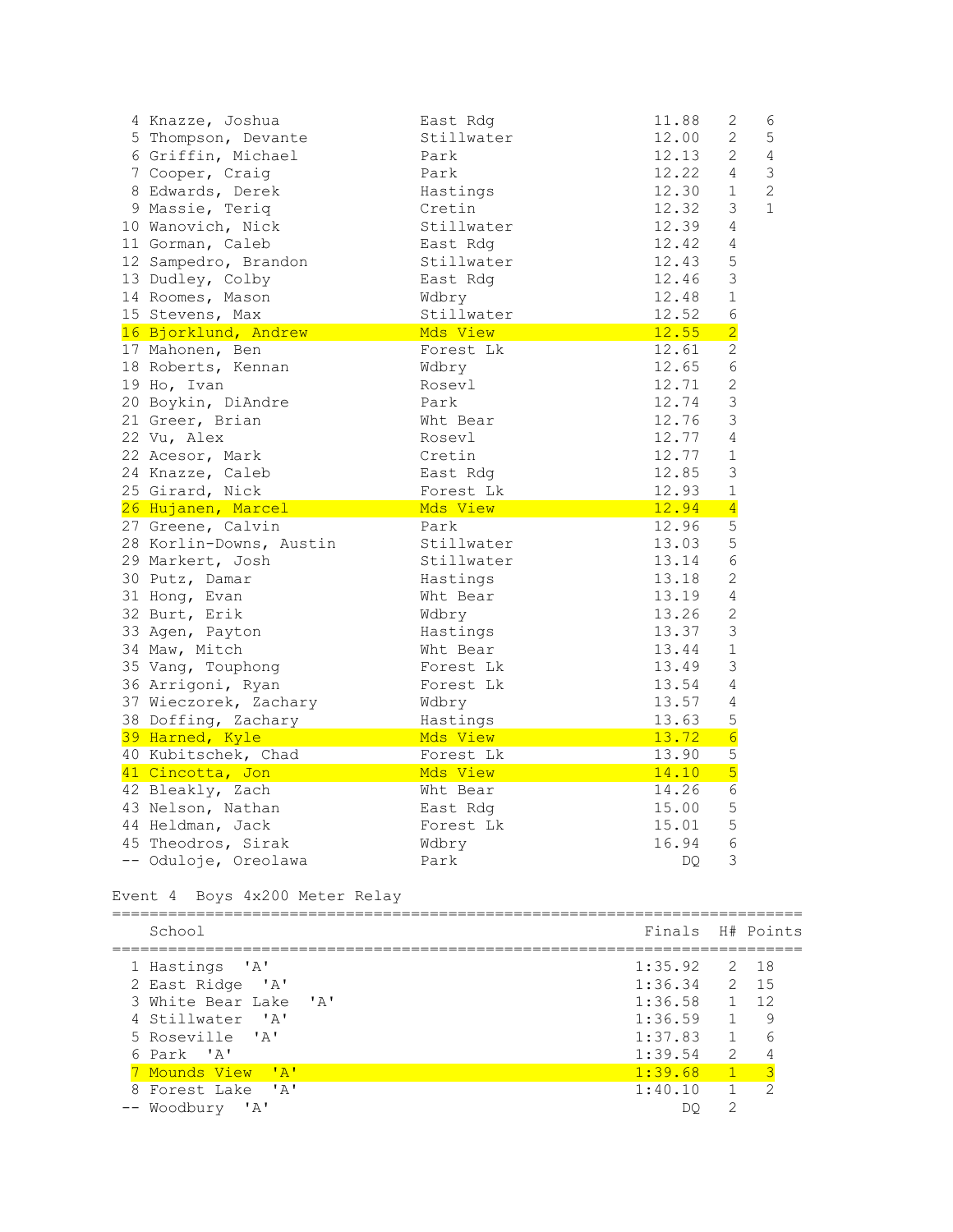| | Name | School | Finals | H# | Points |
|---|---|---|---|---|---|
| 4 | Knazze, Joshua | East Rdg | 11.88 | 2 | 6 |
| 5 | Thompson, Devante | Stillwater | 12.00 | 2 | 5 |
| 6 | Griffin, Michael | Park | 12.13 | 2 | 4 |
| 7 | Cooper, Craig | Park | 12.22 | 4 | 3 |
| 8 | Edwards, Derek | Hastings | 12.30 | 1 | 2 |
| 9 | Massie, Teriq | Cretin | 12.32 | 3 | 1 |
| 10 | Wanovich, Nick | Stillwater | 12.39 | 4 | |
| 11 | Gorman, Caleb | East Rdg | 12.42 | 4 | |
| 12 | Sampedro, Brandon | Stillwater | 12.43 | 5 | |
| 13 | Dudley, Colby | East Rdg | 12.46 | 3 | |
| 14 | Roomes, Mason | Wdbry | 12.48 | 1 | |
| 15 | Stevens, Max | Stillwater | 12.52 | 6 | |
| 16 | Bjorklund, Andrew | Mds View | 12.55 | 2 | |
| 17 | Mahonen, Ben | Forest Lk | 12.61 | 2 | |
| 18 | Roberts, Kennan | Wdbry | 12.65 | 6 | |
| 19 | Ho, Ivan | Rosevl | 12.71 | 2 | |
| 20 | Boykin, DiAndre | Park | 12.74 | 3 | |
| 21 | Greer, Brian | Wht Bear | 12.76 | 3 | |
| 22 | Vu, Alex | Rosevl | 12.77 | 4 | |
| 22 | Acesor, Mark | Cretin | 12.77 | 1 | |
| 24 | Knazze, Caleb | East Rdg | 12.85 | 3 | |
| 25 | Girard, Nick | Forest Lk | 12.93 | 1 | |
| 26 | Hujanen, Marcel | Mds View | 12.94 | 4 | |
| 27 | Greene, Calvin | Park | 12.96 | 5 | |
| 28 | Korlin-Downs, Austin | Stillwater | 13.03 | 5 | |
| 29 | Markert, Josh | Stillwater | 13.14 | 6 | |
| 30 | Putz, Damar | Hastings | 13.18 | 2 | |
| 31 | Hong, Evan | Wht Bear | 13.19 | 4 | |
| 32 | Burt, Erik | Wdbry | 13.26 | 2 | |
| 33 | Agen, Payton | Hastings | 13.37 | 3 | |
| 34 | Maw, Mitch | Wht Bear | 13.44 | 1 | |
| 35 | Vang, Touphong | Forest Lk | 13.49 | 3 | |
| 36 | Arrigoni, Ryan | Forest Lk | 13.54 | 4 | |
| 37 | Wieczorek, Zachary | Wdbry | 13.57 | 4 | |
| 38 | Doffing, Zachary | Hastings | 13.63 | 5 | |
| 39 | Harned, Kyle | Mds View | 13.72 | 6 | |
| 40 | Kubitschek, Chad | Forest Lk | 13.90 | 5 | |
| 41 | Cincotta, Jon | Mds View | 14.10 | 5 | |
| 42 | Bleakly, Zach | Wht Bear | 14.26 | 6 | |
| 43 | Nelson, Nathan | East Rdg | 15.00 | 5 | |
| 44 | Heldman, Jack | Forest Lk | 15.01 | 5 | |
| 45 | Theodros, Sirak | Wdbry | 16.94 | 6 | |
| -- | Oduloje, Oreolawa | Park | DQ | 3 | |

Event 4 Boys 4x200 Meter Relay

| | School | Finals | H# | Points |
|---|---|---|---|---|
| 1 | Hastings 'A' | 1:35.92 | 2 | 18 |
| 2 | East Ridge 'A' | 1:36.34 | 2 | 15 |
| 3 | White Bear Lake 'A' | 1:36.58 | 1 | 12 |
| 4 | Stillwater 'A' | 1:36.59 | 1 | 9 |
| 5 | Roseville 'A' | 1:37.83 | 1 | 6 |
| 6 | Park 'A' | 1:39.54 | 2 | 4 |
| 7 | Mounds View 'A' | 1:39.68 | 1 | 3 |
| 8 | Forest Lake 'A' | 1:40.10 | 1 | 2 |
| -- | Woodbury 'A' | DQ | 2 | |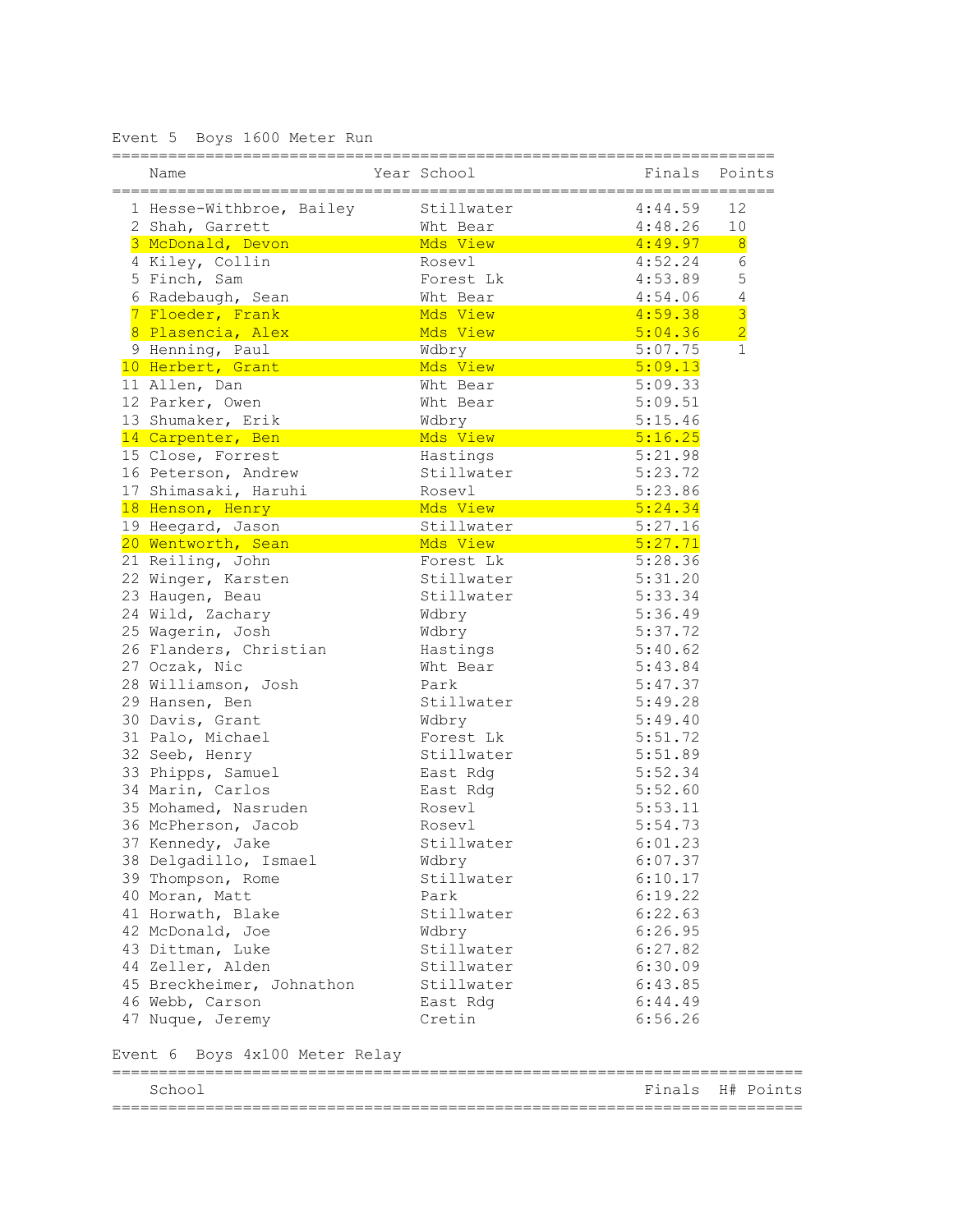## Event 5 Boys 1600 Meter Run

| | Name | Year | School | Finals | Points |
|---|---|---|---|---|---|
| 1 | Hesse-Withbroe, Bailey | | Stillwater | 4:44.59 | 12 |
| 2 | Shah, Garrett | | Wht Bear | 4:48.26 | 10 |
| 3 | McDonald, Devon | | Mds View | 4:49.97 | 8 |
| 4 | Kiley, Collin | | Rosevl | 4:52.24 | 6 |
| 5 | Finch, Sam | | Forest Lk | 4:53.89 | 5 |
| 6 | Radebaugh, Sean | | Wht Bear | 4:54.06 | 4 |
| 7 | Floeder, Frank | | Mds View | 4:59.38 | 3 |
| 8 | Plasencia, Alex | | Mds View | 5:04.36 | 2 |
| 9 | Henning, Paul | | Wdbry | 5:07.75 | 1 |
| 10 | Herbert, Grant | | Mds View | 5:09.13 | |
| 11 | Allen, Dan | | Wht Bear | 5:09.33 | |
| 12 | Parker, Owen | | Wht Bear | 5:09.51 | |
| 13 | Shumaker, Erik | | Wdbry | 5:15.46 | |
| 14 | Carpenter, Ben | | Mds View | 5:16.25 | |
| 15 | Close, Forrest | | Hastings | 5:21.98 | |
| 16 | Peterson, Andrew | | Stillwater | 5:23.72 | |
| 17 | Shimasaki, Haruhi | | Rosevl | 5:23.86 | |
| 18 | Henson, Henry | | Mds View | 5:24.34 | |
| 19 | Heegard, Jason | | Stillwater | 5:27.16 | |
| 20 | Wentworth, Sean | | Mds View | 5:27.71 | |
| 21 | Reiling, John | | Forest Lk | 5:28.36 | |
| 22 | Winger, Karsten | | Stillwater | 5:31.20 | |
| 23 | Haugen, Beau | | Stillwater | 5:33.34 | |
| 24 | Wild, Zachary | | Wdbry | 5:36.49 | |
| 25 | Wagerin, Josh | | Wdbry | 5:37.72 | |
| 26 | Flanders, Christian | | Hastings | 5:40.62 | |
| 27 | Oczak, Nic | | Wht Bear | 5:43.84 | |
| 28 | Williamson, Josh | | Park | 5:47.37 | |
| 29 | Hansen, Ben | | Stillwater | 5:49.28 | |
| 30 | Davis, Grant | | Wdbry | 5:49.40 | |
| 31 | Palo, Michael | | Forest Lk | 5:51.72 | |
| 32 | Seeb, Henry | | Stillwater | 5:51.89 | |
| 33 | Phipps, Samuel | | East Rdg | 5:52.34 | |
| 34 | Marin, Carlos | | East Rdg | 5:52.60 | |
| 35 | Mohamed, Nasruden | | Rosevl | 5:53.11 | |
| 36 | McPherson, Jacob | | Rosevl | 5:54.73 | |
| 37 | Kennedy, Jake | | Stillwater | 6:01.23 | |
| 38 | Delgadillo, Ismael | | Wdbry | 6:07.37 | |
| 39 | Thompson, Rome | | Stillwater | 6:10.17 | |
| 40 | Moran, Matt | | Park | 6:19.22 | |
| 41 | Horwath, Blake | | Stillwater | 6:22.63 | |
| 42 | McDonald, Joe | | Wdbry | 6:26.95 | |
| 43 | Dittman, Luke | | Stillwater | 6:27.82 | |
| 44 | Zeller, Alden | | Stillwater | 6:30.09 | |
| 45 | Breckheimer, Johnathon | | Stillwater | 6:43.85 | |
| 46 | Webb, Carson | | East Rdg | 6:44.49 | |
| 47 | Nuque, Jeremy | | Cretin | 6:56.26 | |

## Event 6 Boys 4x100 Meter Relay

| School | Finals | H# | Points |
|---|---|---|---|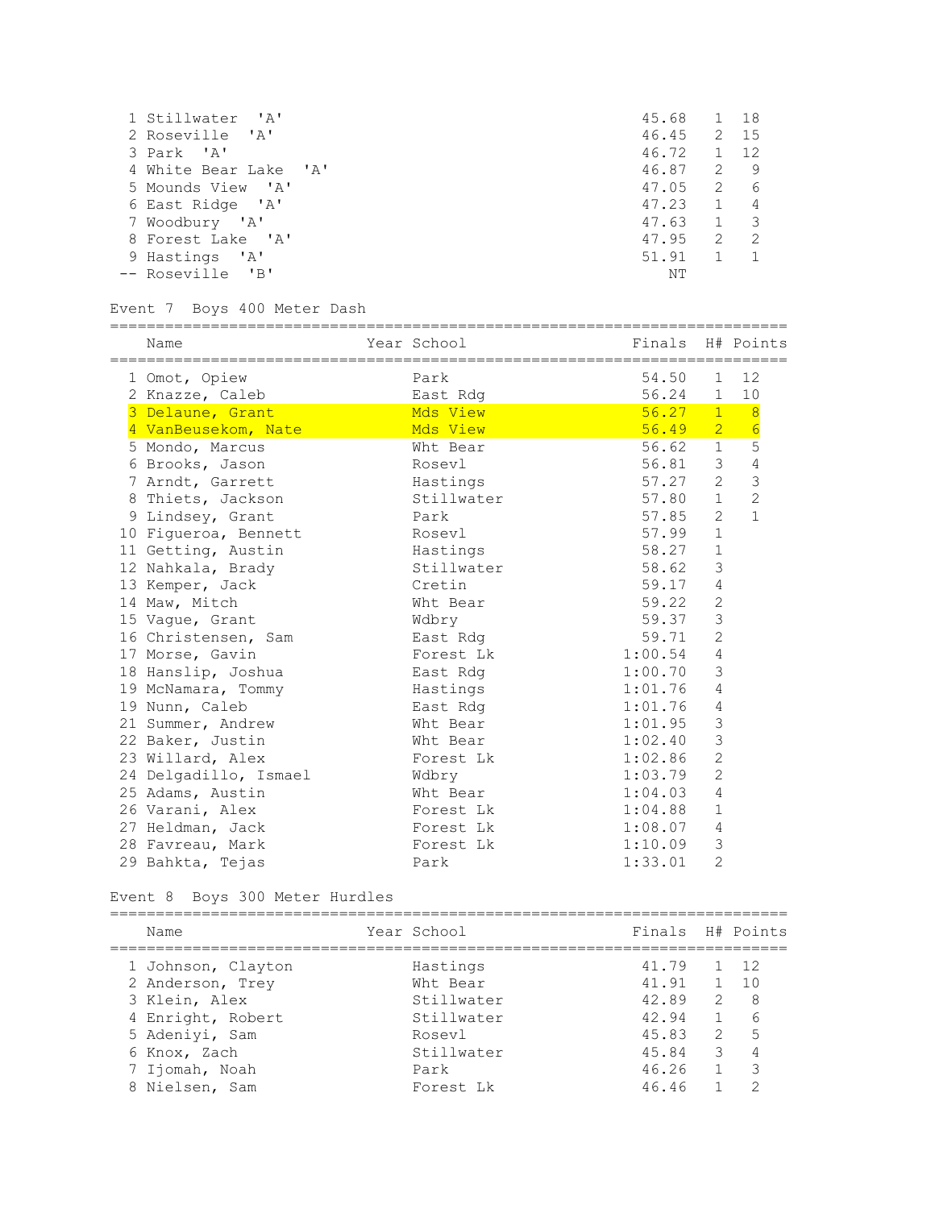| Place | Team | Finals | H# | Points |
|---|---|---|---|---|
| 1 | Stillwater 'A' | 45.68 | 1 | 18 |
| 2 | Roseville 'A' | 46.45 | 2 | 15 |
| 3 | Park 'A' | 46.72 | 1 | 12 |
| 4 | White Bear Lake 'A' | 46.87 | 2 | 9 |
| 5 | Mounds View 'A' | 47.05 | 2 | 6 |
| 6 | East Ridge 'A' | 47.23 | 1 | 4 |
| 7 | Woodbury 'A' | 47.63 | 1 | 3 |
| 8 | Forest Lake 'A' | 47.95 | 2 | 2 |
| 9 | Hastings 'A' | 51.91 | 1 | 1 |
| -- | Roseville 'B' | NT | | |

Event 7 Boys 400 Meter Dash

| Place | Name | Year | School | Finals | H# | Points |
|---|---|---|---|---|---|---|
| 1 | Omot, Opiew | | Park | 54.50 | 1 | 12 |
| 2 | Knazze, Caleb | | East Rdg | 56.24 | 1 | 10 |
| 3 | Delaune, Grant | | Mds View | 56.27 | 1 | 8 |
| 4 | VanBeusekom, Nate | | Mds View | 56.49 | 2 | 6 |
| 5 | Mondo, Marcus | | Wht Bear | 56.62 | 1 | 5 |
| 6 | Brooks, Jason | | Rosevl | 56.81 | 3 | 4 |
| 7 | Arndt, Garrett | | Hastings | 57.27 | 2 | 3 |
| 8 | Thiets, Jackson | | Stillwater | 57.80 | 1 | 2 |
| 9 | Lindsey, Grant | | Park | 57.85 | 2 | 1 |
| 10 | Figueroa, Bennett | | Rosevl | 57.99 | 1 | |
| 11 | Getting, Austin | | Hastings | 58.27 | 1 | |
| 12 | Nahkala, Brady | | Stillwater | 58.62 | 3 | |
| 13 | Kemper, Jack | | Cretin | 59.17 | 4 | |
| 14 | Maw, Mitch | | Wht Bear | 59.22 | 2 | |
| 15 | Vague, Grant | | Wdbry | 59.37 | 3 | |
| 16 | Christensen, Sam | | East Rdg | 59.71 | 2 | |
| 17 | Morse, Gavin | | Forest Lk | 1:00.54 | 4 | |
| 18 | Hanslip, Joshua | | East Rdg | 1:00.70 | 3 | |
| 19 | McNamara, Tommy | | Hastings | 1:01.76 | 4 | |
| 19 | Nunn, Caleb | | East Rdg | 1:01.76 | 4 | |
| 21 | Summer, Andrew | | Wht Bear | 1:01.95 | 3 | |
| 22 | Baker, Justin | | Wht Bear | 1:02.40 | 3 | |
| 23 | Willard, Alex | | Forest Lk | 1:02.86 | 2 | |
| 24 | Delgadillo, Ismael | | Wdbry | 1:03.79 | 2 | |
| 25 | Adams, Austin | | Wht Bear | 1:04.03 | 4 | |
| 26 | Varani, Alex | | Forest Lk | 1:04.88 | 1 | |
| 27 | Heldman, Jack | | Forest Lk | 1:08.07 | 4 | |
| 28 | Favreau, Mark | | Forest Lk | 1:10.09 | 3 | |
| 29 | Bahkta, Tejas | | Park | 1:33.01 | 2 | |

Event 8 Boys 300 Meter Hurdles

| Place | Name | Year | School | Finals | H# | Points |
|---|---|---|---|---|---|---|
| 1 | Johnson, Clayton | | Hastings | 41.79 | 1 | 12 |
| 2 | Anderson, Trey | | Wht Bear | 41.91 | 1 | 10 |
| 3 | Klein, Alex | | Stillwater | 42.89 | 2 | 8 |
| 4 | Enright, Robert | | Stillwater | 42.94 | 1 | 6 |
| 5 | Adeniyi, Sam | | Rosevl | 45.83 | 2 | 5 |
| 6 | Knox, Zach | | Stillwater | 45.84 | 3 | 4 |
| 7 | Ijomah, Noah | | Park | 46.26 | 1 | 3 |
| 8 | Nielsen, Sam | | Forest Lk | 46.46 | 1 | 2 |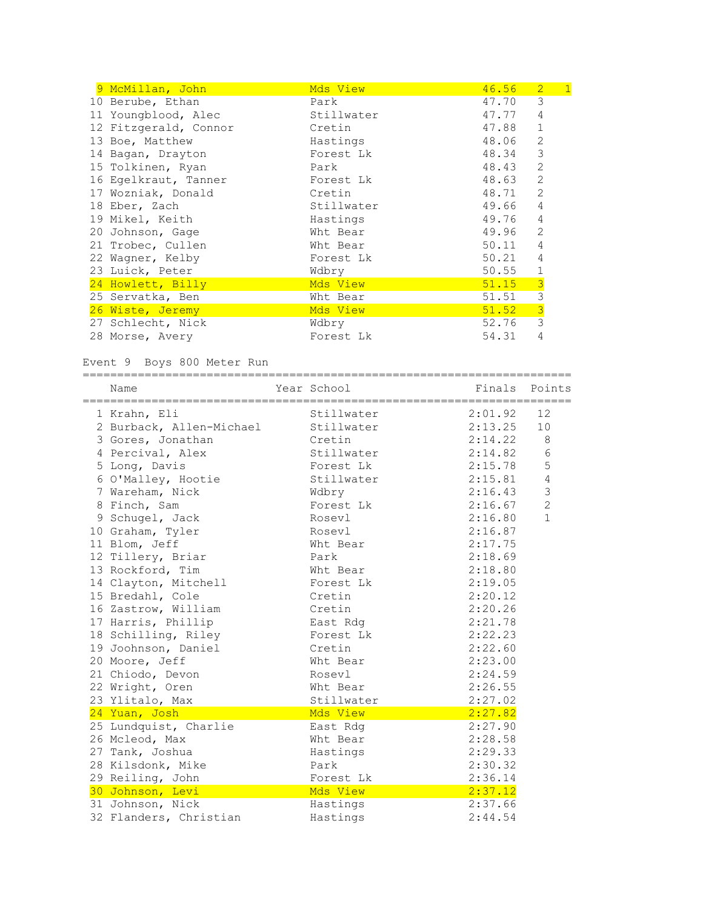| | Name | Year | School | Finals | H# | Points |
|---|---|---|---|---|---|---|
| 9 | McMillan, John | | Mds View | 46.56 | 2 | 1 |
| 10 | Berube, Ethan | | Park | 47.70 | 3 | |
| 11 | Youngblood, Alec | | Stillwater | 47.77 | 4 | |
| 12 | Fitzgerald, Connor | | Cretin | 47.88 | 1 | |
| 13 | Boe, Matthew | | Hastings | 48.06 | 2 | |
| 14 | Bagan, Drayton | | Forest Lk | 48.34 | 3 | |
| 15 | Tolkinen, Ryan | | Park | 48.43 | 2 | |
| 16 | Egelkraut, Tanner | | Forest Lk | 48.63 | 2 | |
| 17 | Wozniak, Donald | | Cretin | 48.71 | 2 | |
| 18 | Eber, Zach | | Stillwater | 49.66 | 4 | |
| 19 | Mikel, Keith | | Hastings | 49.76 | 4 | |
| 20 | Johnson, Gage | | Wht Bear | 49.96 | 2 | |
| 21 | Trobec, Cullen | | Wht Bear | 50.11 | 4 | |
| 22 | Wagner, Kelby | | Forest Lk | 50.21 | 4 | |
| 23 | Luick, Peter | | Wdbry | 50.55 | 1 | |
| 24 | Howlett, Billy | | Mds View | 51.15 | 3 | |
| 25 | Servatka, Ben | | Wht Bear | 51.51 | 3 | |
| 26 | Wiste, Jeremy | | Mds View | 51.52 | 3 | |
| 27 | Schlecht, Nick | | Wdbry | 52.76 | 3 | |
| 28 | Morse, Avery | | Forest Lk | 54.31 | 4 | |

Event 9 Boys 800 Meter Run

| | Name | Year | School | Finals | Points |
|---|---|---|---|---|---|
| 1 | Krahn, Eli | | Stillwater | 2:01.92 | 12 |
| 2 | Burback, Allen-Michael | | Stillwater | 2:13.25 | 10 |
| 3 | Gores, Jonathan | | Cretin | 2:14.22 | 8 |
| 4 | Percival, Alex | | Stillwater | 2:14.82 | 6 |
| 5 | Long, Davis | | Forest Lk | 2:15.78 | 5 |
| 6 | O'Malley, Hootie | | Stillwater | 2:15.81 | 4 |
| 7 | Wareham, Nick | | Wdbry | 2:16.43 | 3 |
| 8 | Finch, Sam | | Forest Lk | 2:16.67 | 2 |
| 9 | Schugel, Jack | | Rosevl | 2:16.80 | 1 |
| 10 | Graham, Tyler | | Rosevl | 2:16.87 | |
| 11 | Blom, Jeff | | Wht Bear | 2:17.75 | |
| 12 | Tillery, Briar | | Park | 2:18.69 | |
| 13 | Rockford, Tim | | Wht Bear | 2:18.80 | |
| 14 | Clayton, Mitchell | | Forest Lk | 2:19.05 | |
| 15 | Bredahl, Cole | | Cretin | 2:20.12 | |
| 16 | Zastrow, William | | Cretin | 2:20.26 | |
| 17 | Harris, Phillip | | East Rdg | 2:21.78 | |
| 18 | Schilling, Riley | | Forest Lk | 2:22.23 | |
| 19 | Joohnson, Daniel | | Cretin | 2:22.60 | |
| 20 | Moore, Jeff | | Wht Bear | 2:23.00 | |
| 21 | Chiodo, Devon | | Rosevl | 2:24.59 | |
| 22 | Wright, Oren | | Wht Bear | 2:26.55 | |
| 23 | Ylitalo, Max | | Stillwater | 2:27.02 | |
| 24 | Yuan, Josh | | Mds View | 2:27.82 | |
| 25 | Lundquist, Charlie | | East Rdg | 2:27.90 | |
| 26 | Mcleod, Max | | Wht Bear | 2:28.58 | |
| 27 | Tank, Joshua | | Hastings | 2:29.33 | |
| 28 | Kilsdonk, Mike | | Park | 2:30.32 | |
| 29 | Reiling, John | | Forest Lk | 2:36.14 | |
| 30 | Johnson, Levi | | Mds View | 2:37.12 | |
| 31 | Johnson, Nick | | Hastings | 2:37.66 | |
| 32 | Flanders, Christian | | Hastings | 2:44.54 | |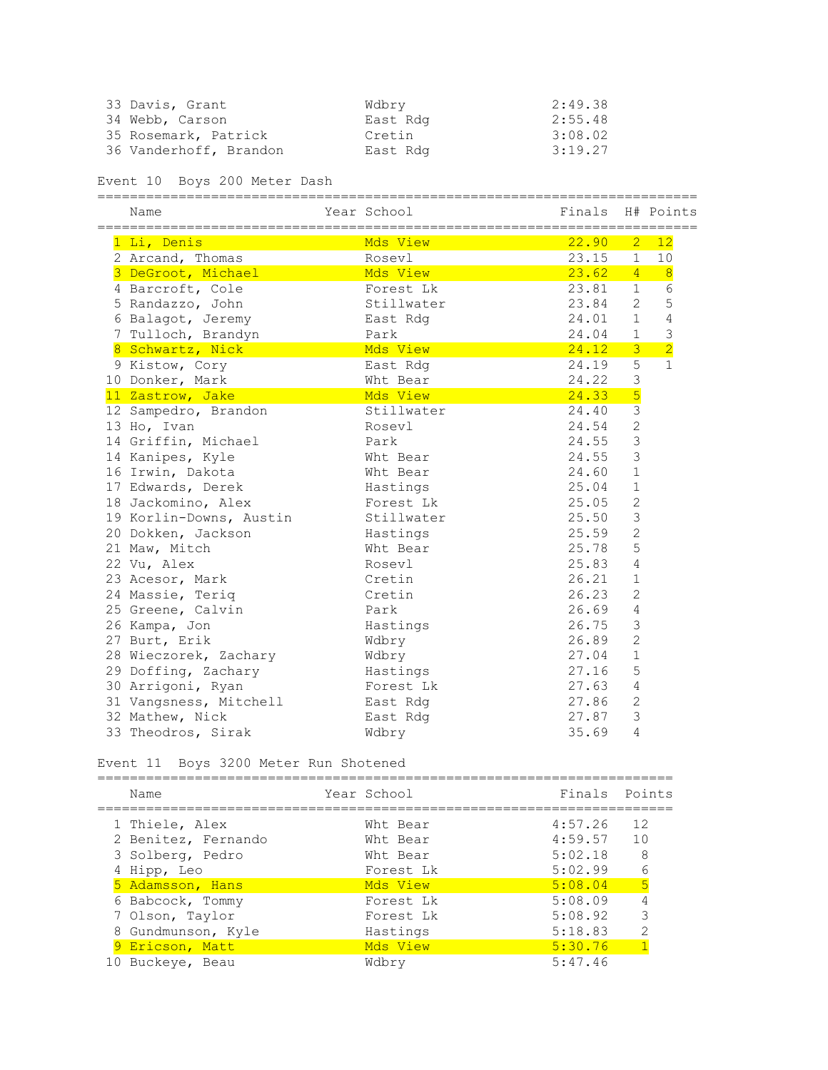| | Name | Year | School | Finals |
|---|---|---|---|---|
| 33 | Davis, Grant | | Wdbry | 2:49.38 |
| 34 | Webb, Carson | | East Rdg | 2:55.48 |
| 35 | Rosemark, Patrick | | Cretin | 3:08.02 |
| 36 | Vanderhoff, Brandon | | East Rdg | 3:19.27 |

Event 10  Boys 200 Meter Dash

| | Name | Year | School | Finals | H# | Points |
|---|---|---|---|---|---|---|
| 1 | Li, Denis | | Mds View | 22.90 | 2 | 12 |
| 2 | Arcand, Thomas | | Rosevl | 23.15 | 1 | 10 |
| 3 | DeGroot, Michael | | Mds View | 23.62 | 4 | 8 |
| 4 | Barcroft, Cole | | Forest Lk | 23.81 | 1 | 6 |
| 5 | Randazzo, John | | Stillwater | 23.84 | 2 | 5 |
| 6 | Balagot, Jeremy | | East Rdg | 24.01 | 1 | 4 |
| 7 | Tulloch, Brandyn | | Park | 24.04 | 1 | 3 |
| 8 | Schwartz, Nick | | Mds View | 24.12 | 3 | 2 |
| 9 | Kistow, Cory | | East Rdg | 24.19 | 5 | 1 |
| 10 | Donker, Mark | | Wht Bear | 24.22 | 3 | |
| 11 | Zastrow, Jake | | Mds View | 24.33 | 5 | |
| 12 | Sampedro, Brandon | | Stillwater | 24.40 | 3 | |
| 13 | Ho, Ivan | | Rosevl | 24.54 | 2 | |
| 14 | Griffin, Michael | | Park | 24.55 | 3 | |
| 14 | Kanipes, Kyle | | Wht Bear | 24.55 | 3 | |
| 16 | Irwin, Dakota | | Wht Bear | 24.60 | 1 | |
| 17 | Edwards, Derek | | Hastings | 25.04 | 1 | |
| 18 | Jackomino, Alex | | Forest Lk | 25.05 | 2 | |
| 19 | Korlin-Downs, Austin | | Stillwater | 25.50 | 3 | |
| 20 | Dokken, Jackson | | Hastings | 25.59 | 2 | |
| 21 | Maw, Mitch | | Wht Bear | 25.78 | 5 | |
| 22 | Vu, Alex | | Rosevl | 25.83 | 4 | |
| 23 | Acesor, Mark | | Cretin | 26.21 | 1 | |
| 24 | Massie, Teriq | | Cretin | 26.23 | 2 | |
| 25 | Greene, Calvin | | Park | 26.69 | 4 | |
| 26 | Kampa, Jon | | Hastings | 26.75 | 3 | |
| 27 | Burt, Erik | | Wdbry | 26.89 | 2 | |
| 28 | Wieczorek, Zachary | | Wdbry | 27.04 | 1 | |
| 29 | Doffing, Zachary | | Hastings | 27.16 | 5 | |
| 30 | Arrigoni, Ryan | | Forest Lk | 27.63 | 4 | |
| 31 | Vangsness, Mitchell | | East Rdg | 27.86 | 2 | |
| 32 | Mathew, Nick | | East Rdg | 27.87 | 3 | |
| 33 | Theodros, Sirak | | Wdbry | 35.69 | 4 | |

Event 11  Boys 3200 Meter Run Shotened

| | Name | Year | School | Finals | Points |
|---|---|---|---|---|---|
| 1 | Thiele, Alex | | Wht Bear | 4:57.26 | 12 |
| 2 | Benitez, Fernando | | Wht Bear | 4:59.57 | 10 |
| 3 | Solberg, Pedro | | Wht Bear | 5:02.18 | 8 |
| 4 | Hipp, Leo | | Forest Lk | 5:02.99 | 6 |
| 5 | Adamsson, Hans | | Mds View | 5:08.04 | 5 |
| 6 | Babcock, Tommy | | Forest Lk | 5:08.09 | 4 |
| 7 | Olson, Taylor | | Forest Lk | 5:08.92 | 3 |
| 8 | Gundmunson, Kyle | | Hastings | 5:18.83 | 2 |
| 9 | Ericson, Matt | | Mds View | 5:30.76 | 1 |
| 10 | Buckeye, Beau | | Wdbry | 5:47.46 | |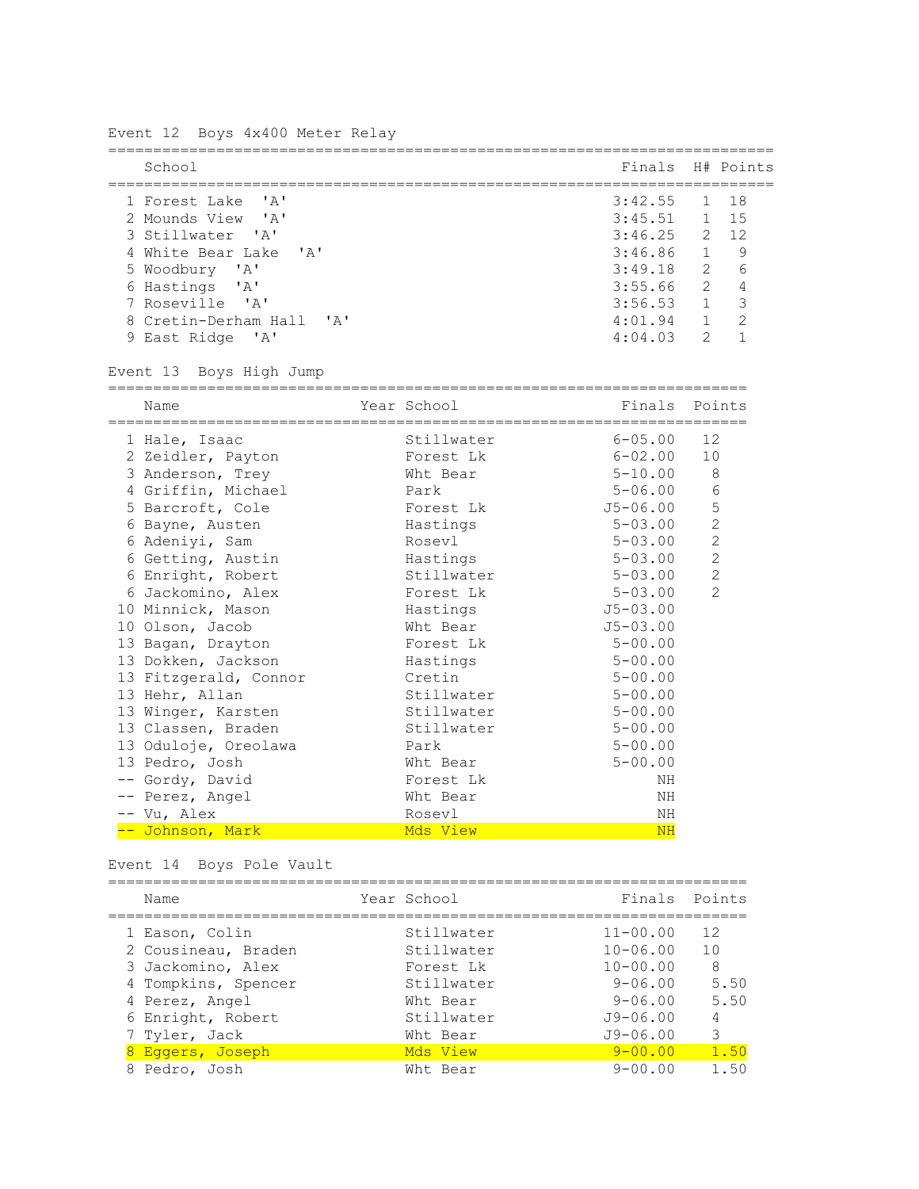## Event 12 Boys 4x400 Meter Relay

| | School | Finals | H# | Points |
|---|---|---|---|---|
| 1 | Forest Lake 'A' | 3:42.55 | 1 | 18 |
| 2 | Mounds View 'A' | 3:45.51 | 1 | 15 |
| 3 | Stillwater 'A' | 3:46.25 | 2 | 12 |
| 4 | White Bear Lake 'A' | 3:46.86 | 1 | 9 |
| 5 | Woodbury 'A' | 3:49.18 | 2 | 6 |
| 6 | Hastings 'A' | 3:55.66 | 2 | 4 |
| 7 | Roseville 'A' | 3:56.53 | 1 | 3 |
| 8 | Cretin-Derham Hall 'A' | 4:01.94 | 1 | 2 |
| 9 | East Ridge 'A' | 4:04.03 | 2 | 1 |

## Event 13 Boys High Jump

| | Name | Year | School | Finals | Points |
|---|---|---|---|---|---|
| 1 | Hale, Isaac | | Stillwater | 6-05.00 | 12 |
| 2 | Zeidler, Payton | | Forest Lk | 6-02.00 | 10 |
| 3 | Anderson, Trey | | Wht Bear | 5-10.00 | 8 |
| 4 | Griffin, Michael | | Park | 5-06.00 | 6 |
| 5 | Barcroft, Cole | | Forest Lk | J5-06.00 | 5 |
| 6 | Bayne, Austen | | Hastings | 5-03.00 | 2 |
| 6 | Adeniyi, Sam | | Rosevl | 5-03.00 | 2 |
| 6 | Getting, Austin | | Hastings | 5-03.00 | 2 |
| 6 | Enright, Robert | | Stillwater | 5-03.00 | 2 |
| 6 | Jackomino, Alex | | Forest Lk | 5-03.00 | 2 |
| 10 | Minnick, Mason | | Hastings | J5-03.00 | |
| 10 | Olson, Jacob | | Wht Bear | J5-03.00 | |
| 13 | Bagan, Drayton | | Forest Lk | 5-00.00 | |
| 13 | Dokken, Jackson | | Hastings | 5-00.00 | |
| 13 | Fitzgerald, Connor | | Cretin | 5-00.00 | |
| 13 | Hehr, Allan | | Stillwater | 5-00.00 | |
| 13 | Winger, Karsten | | Stillwater | 5-00.00 | |
| 13 | Classen, Braden | | Stillwater | 5-00.00 | |
| 13 | Oduloje, Oreolawa | | Park | 5-00.00 | |
| 13 | Pedro, Josh | | Wht Bear | 5-00.00 | |
| -- | Gordy, David | | Forest Lk | NH | |
| -- | Perez, Angel | | Wht Bear | NH | |
| -- | Vu, Alex | | Rosevl | NH | |
| -- | Johnson, Mark | | Mds View | NH | |

## Event 14 Boys Pole Vault

| | Name | Year | School | Finals | Points |
|---|---|---|---|---|---|
| 1 | Eason, Colin | | Stillwater | 11-00.00 | 12 |
| 2 | Cousineau, Braden | | Stillwater | 10-06.00 | 10 |
| 3 | Jackomino, Alex | | Forest Lk | 10-00.00 | 8 |
| 4 | Tompkins, Spencer | | Stillwater | 9-06.00 | 5.50 |
| 4 | Perez, Angel | | Wht Bear | 9-06.00 | 5.50 |
| 6 | Enright, Robert | | Stillwater | J9-06.00 | 4 |
| 7 | Tyler, Jack | | Wht Bear | J9-06.00 | 3 |
| 8 | Eggers, Joseph | | Mds View | 9-00.00 | 1.50 |
| 8 | Pedro, Josh | | Wht Bear | 9-00.00 | 1.50 |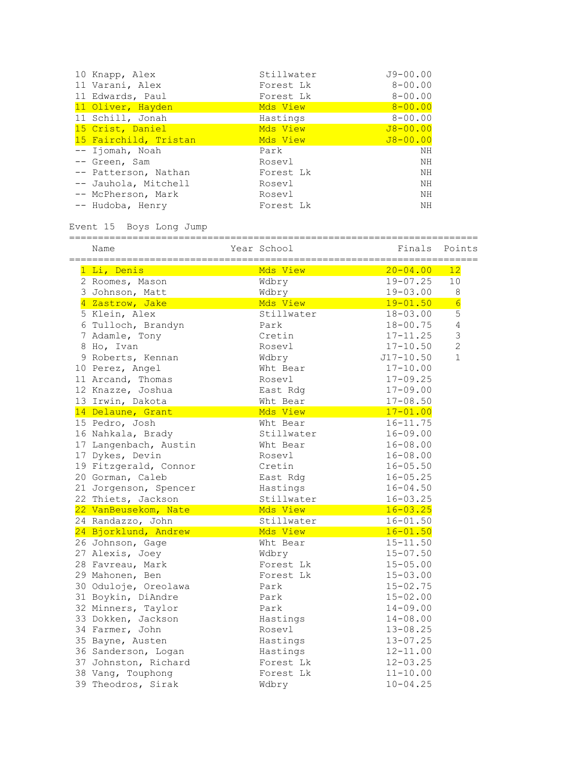| | Name | School | Finals |
|---|---|---|---|
| 10 | Knapp, Alex | Stillwater | J9-00.00 |
| 11 | Varani, Alex | Forest Lk | 8-00.00 |
| 11 | Edwards, Paul | Forest Lk | 8-00.00 |
| 11 | Oliver, Hayden | Mds View | 8-00.00 |
| 11 | Schill, Jonah | Hastings | 8-00.00 |
| 15 | Crist, Daniel | Mds View | J8-00.00 |
| 15 | Fairchild, Tristan | Mds View | J8-00.00 |
| -- | Ijomah, Noah | Park | NH |
| -- | Green, Sam | Rosevl | NH |
| -- | Patterson, Nathan | Forest Lk | NH |
| -- | Jauhola, Mitchell | Rosevl | NH |
| -- | McPherson, Mark | Rosevl | NH |
| -- | Hudoba, Henry | Forest Lk | NH |

## Event 15 Boys Long Jump

| | Name | Year | School | Finals | Points |
|---|---|---|---|---|---|
| 1 | Li, Denis | | Mds View | 20-04.00 | 12 |
| 2 | Roomes, Mason | | Wdbry | 19-07.25 | 10 |
| 3 | Johnson, Matt | | Wdbry | 19-03.00 | 8 |
| 4 | Zastrow, Jake | | Mds View | 19-01.50 | 6 |
| 5 | Klein, Alex | | Stillwater | 18-03.00 | 5 |
| 6 | Tulloch, Brandyn | | Park | 18-00.75 | 4 |
| 7 | Adamle, Tony | | Cretin | 17-11.25 | 3 |
| 8 | Ho, Ivan | | Rosevl | 17-10.50 | 2 |
| 9 | Roberts, Kennan | | Wdbry | J17-10.50 | 1 |
| 10 | Perez, Angel | | Wht Bear | 17-10.00 | |
| 11 | Arcand, Thomas | | Rosevl | 17-09.25 | |
| 12 | Knazze, Joshua | | East Rdg | 17-09.00 | |
| 13 | Irwin, Dakota | | Wht Bear | 17-08.50 | |
| 14 | Delaune, Grant | | Mds View | 17-01.00 | |
| 15 | Pedro, Josh | | Wht Bear | 16-11.75 | |
| 16 | Nahkala, Brady | | Stillwater | 16-09.00 | |
| 17 | Langenbach, Austin | | Wht Bear | 16-08.00 | |
| 17 | Dykes, Devin | | Rosevl | 16-08.00 | |
| 19 | Fitzgerald, Connor | | Cretin | 16-05.50 | |
| 20 | Gorman, Caleb | | East Rdg | 16-05.25 | |
| 21 | Jorgenson, Spencer | | Hastings | 16-04.50 | |
| 22 | Thiets, Jackson | | Stillwater | 16-03.25 | |
| 22 | VanBeusekom, Nate | | Mds View | 16-03.25 | |
| 24 | Randazzo, John | | Stillwater | 16-01.50 | |
| 24 | Bjorklund, Andrew | | Mds View | 16-01.50 | |
| 26 | Johnson, Gage | | Wht Bear | 15-11.50 | |
| 27 | Alexis, Joey | | Wdbry | 15-07.50 | |
| 28 | Favreau, Mark | | Forest Lk | 15-05.00 | |
| 29 | Mahonen, Ben | | Forest Lk | 15-03.00 | |
| 30 | Oduloje, Oreolawa | | Park | 15-02.75 | |
| 31 | Boykin, DiAndre | | Park | 15-02.00 | |
| 32 | Minners, Taylor | | Park | 14-09.00 | |
| 33 | Dokken, Jackson | | Hastings | 14-08.00 | |
| 34 | Farmer, John | | Rosevl | 13-08.25 | |
| 35 | Bayne, Austen | | Hastings | 13-07.25 | |
| 36 | Sanderson, Logan | | Hastings | 12-11.00 | |
| 37 | Johnston, Richard | | Forest Lk | 12-03.25 | |
| 38 | Vang, Touphong | | Forest Lk | 11-10.00 | |
| 39 | Theodros, Sirak | | Wdbry | 10-04.25 | |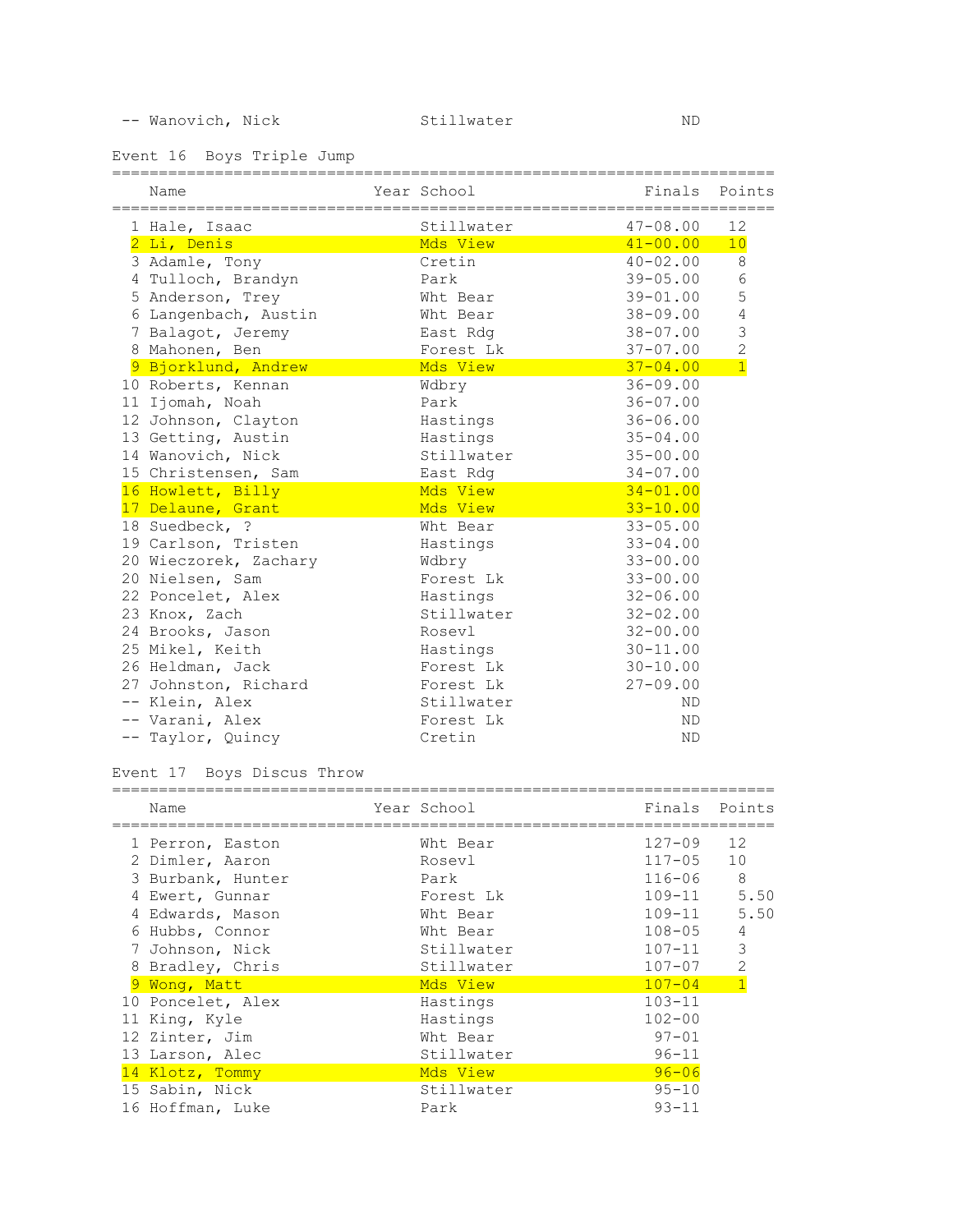| | Name | Year | School | Finals | Points |
|---|---|---|---|---|---|
| -- | Wanovich, Nick | | Stillwater | ND | |

## Event 16 Boys Triple Jump

| | Name | Year | School | Finals | Points |
|---|---|---|---|---|---|
| 1 | Hale, Isaac | | Stillwater | 47-08.00 | 12 |
| 2 | Li, Denis | | Mds View | 41-00.00 | 10 |
| 3 | Adamle, Tony | | Cretin | 40-02.00 | 8 |
| 4 | Tulloch, Brandyn | | Park | 39-05.00 | 6 |
| 5 | Anderson, Trey | | Wht Bear | 39-01.00 | 5 |
| 6 | Langenbach, Austin | | Wht Bear | 38-09.00 | 4 |
| 7 | Balagot, Jeremy | | East Rdg | 38-07.00 | 3 |
| 8 | Mahonen, Ben | | Forest Lk | 37-07.00 | 2 |
| 9 | Bjorklund, Andrew | | Mds View | 37-04.00 | 1 |
| 10 | Roberts, Kennan | | Wdbry | 36-09.00 | |
| 11 | Ijomah, Noah | | Park | 36-07.00 | |
| 12 | Johnson, Clayton | | Hastings | 36-06.00 | |
| 13 | Getting, Austin | | Hastings | 35-04.00 | |
| 14 | Wanovich, Nick | | Stillwater | 35-00.00 | |
| 15 | Christensen, Sam | | East Rdg | 34-07.00 | |
| 16 | Howlett, Billy | | Mds View | 34-01.00 | |
| 17 | Delaune, Grant | | Mds View | 33-10.00 | |
| 18 | Suedbeck, ? | | Wht Bear | 33-05.00 | |
| 19 | Carlson, Tristen | | Hastings | 33-04.00 | |
| 20 | Wieczorek, Zachary | | Wdbry | 33-00.00 | |
| 20 | Nielsen, Sam | | Forest Lk | 33-00.00 | |
| 22 | Poncelet, Alex | | Hastings | 32-06.00 | |
| 23 | Knox, Zach | | Stillwater | 32-02.00 | |
| 24 | Brooks, Jason | | Rosevl | 32-00.00 | |
| 25 | Mikel, Keith | | Hastings | 30-11.00 | |
| 26 | Heldman, Jack | | Forest Lk | 30-10.00 | |
| 27 | Johnston, Richard | | Forest Lk | 27-09.00 | |
| -- | Klein, Alex | | Stillwater | ND | |
| -- | Varani, Alex | | Forest Lk | ND | |
| -- | Taylor, Quincy | | Cretin | ND | |

## Event 17 Boys Discus Throw

| | Name | Year | School | Finals | Points |
|---|---|---|---|---|---|
| 1 | Perron, Easton | | Wht Bear | 127-09 | 12 |
| 2 | Dimler, Aaron | | Rosevl | 117-05 | 10 |
| 3 | Burbank, Hunter | | Park | 116-06 | 8 |
| 4 | Ewert, Gunnar | | Forest Lk | 109-11 | 5.50 |
| 4 | Edwards, Mason | | Wht Bear | 109-11 | 5.50 |
| 6 | Hubbs, Connor | | Wht Bear | 108-05 | 4 |
| 7 | Johnson, Nick | | Stillwater | 107-11 | 3 |
| 8 | Bradley, Chris | | Stillwater | 107-07 | 2 |
| 9 | Wong, Matt | | Mds View | 107-04 | 1 |
| 10 | Poncelet, Alex | | Hastings | 103-11 | |
| 11 | King, Kyle | | Hastings | 102-00 | |
| 12 | Zinter, Jim | | Wht Bear | 97-01 | |
| 13 | Larson, Alec | | Stillwater | 96-11 | |
| 14 | Klotz, Tommy | | Mds View | 96-06 | |
| 15 | Sabin, Nick | | Stillwater | 95-10 | |
| 16 | Hoffman, Luke | | Park | 93-11 | |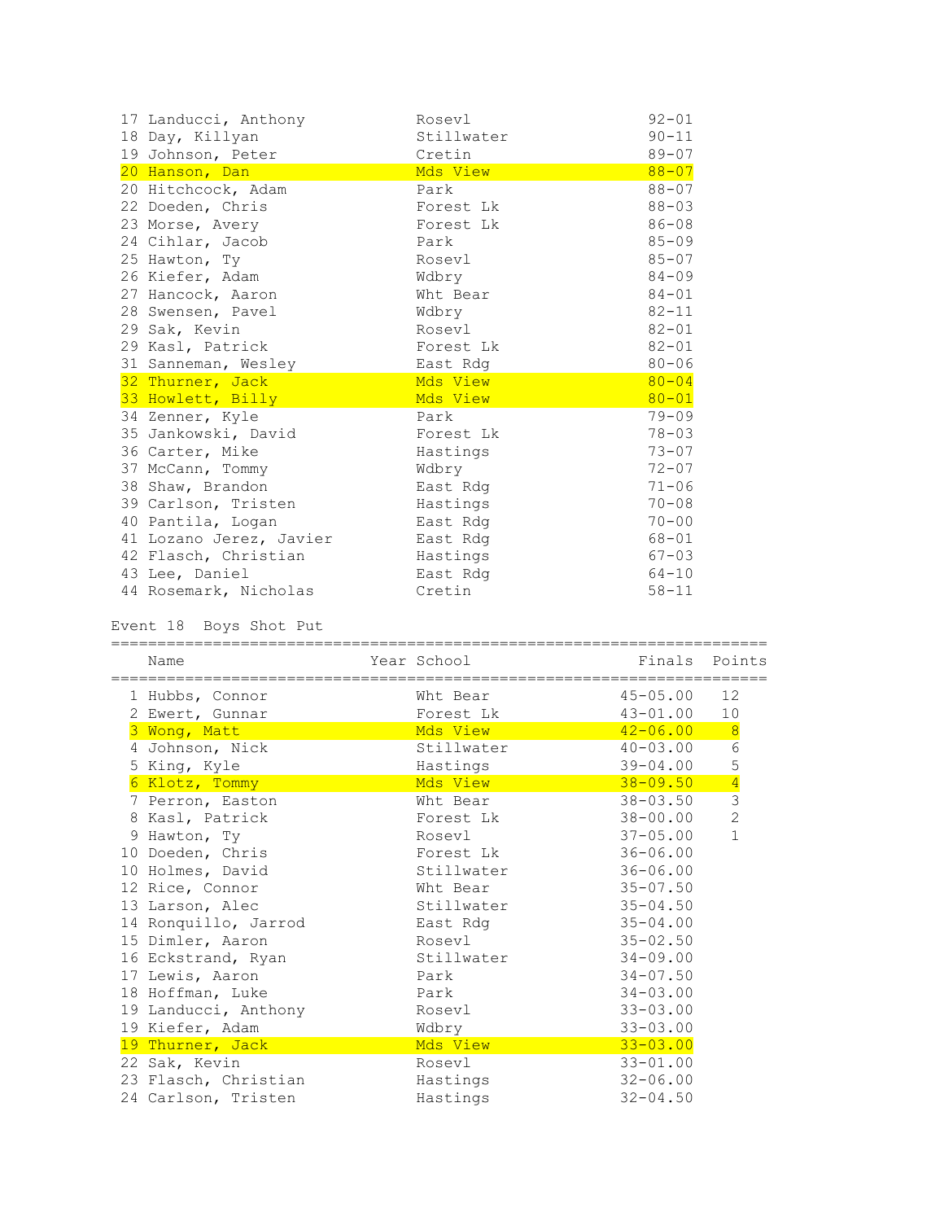| Place | Name | School | Finals |
|---|---|---|---|
| 17 | Landucci, Anthony | Rosevl | 92-01 |
| 18 | Day, Killyan | Stillwater | 90-11 |
| 19 | Johnson, Peter | Cretin | 89-07 |
| 20 | Hanson, Dan | Mds View | 88-07 |
| 20 | Hitchcock, Adam | Park | 88-07 |
| 22 | Doeden, Chris | Forest Lk | 88-03 |
| 23 | Morse, Avery | Forest Lk | 86-08 |
| 24 | Cihlar, Jacob | Park | 85-09 |
| 25 | Hawton, Ty | Rosevl | 85-07 |
| 26 | Kiefer, Adam | Wdbry | 84-09 |
| 27 | Hancock, Aaron | Wht Bear | 84-01 |
| 28 | Swensen, Pavel | Wdbry | 82-11 |
| 29 | Sak, Kevin | Rosevl | 82-01 |
| 29 | Kasl, Patrick | Forest Lk | 82-01 |
| 31 | Sanneman, Wesley | East Rdg | 80-06 |
| 32 | Thurner, Jack | Mds View | 80-04 |
| 33 | Howlett, Billy | Mds View | 80-01 |
| 34 | Zenner, Kyle | Park | 79-09 |
| 35 | Jankowski, David | Forest Lk | 78-03 |
| 36 | Carter, Mike | Hastings | 73-07 |
| 37 | McCann, Tommy | Wdbry | 72-07 |
| 38 | Shaw, Brandon | East Rdg | 71-06 |
| 39 | Carlson, Tristen | Hastings | 70-08 |
| 40 | Pantila, Logan | East Rdg | 70-00 |
| 41 | Lozano Jerez, Javier | East Rdg | 68-01 |
| 42 | Flasch, Christian | Hastings | 67-03 |
| 43 | Lee, Daniel | East Rdg | 64-10 |
| 44 | Rosemark, Nicholas | Cretin | 58-11 |

Event 18 Boys Shot Put

| Place | Name | Year | School | Finals | Points |
|---|---|---|---|---|---|
| 1 | Hubbs, Connor | | Wht Bear | 45-05.00 | 12 |
| 2 | Ewert, Gunnar | | Forest Lk | 43-01.00 | 10 |
| 3 | Wong, Matt | | Mds View | 42-06.00 | 8 |
| 4 | Johnson, Nick | | Stillwater | 40-03.00 | 6 |
| 5 | King, Kyle | | Hastings | 39-04.00 | 5 |
| 6 | Klotz, Tommy | | Mds View | 38-09.50 | 4 |
| 7 | Perron, Easton | | Wht Bear | 38-03.50 | 3 |
| 8 | Kasl, Patrick | | Forest Lk | 38-00.00 | 2 |
| 9 | Hawton, Ty | | Rosevl | 37-05.00 | 1 |
| 10 | Doeden, Chris | | Forest Lk | 36-06.00 | |
| 10 | Holmes, David | | Stillwater | 36-06.00 | |
| 12 | Rice, Connor | | Wht Bear | 35-07.50 | |
| 13 | Larson, Alec | | Stillwater | 35-04.50 | |
| 14 | Ronquillo, Jarrod | | East Rdg | 35-04.00 | |
| 15 | Dimler, Aaron | | Rosevl | 35-02.50 | |
| 16 | Eckstrand, Ryan | | Stillwater | 34-09.00 | |
| 17 | Lewis, Aaron | | Park | 34-07.50 | |
| 18 | Hoffman, Luke | | Park | 34-03.00 | |
| 19 | Landucci, Anthony | | Rosevl | 33-03.00 | |
| 19 | Kiefer, Adam | | Wdbry | 33-03.00 | |
| 19 | Thurner, Jack | | Mds View | 33-03.00 | |
| 22 | Sak, Kevin | | Rosevl | 33-01.00 | |
| 23 | Flasch, Christian | | Hastings | 32-06.00 | |
| 24 | Carlson, Tristen | | Hastings | 32-04.50 | |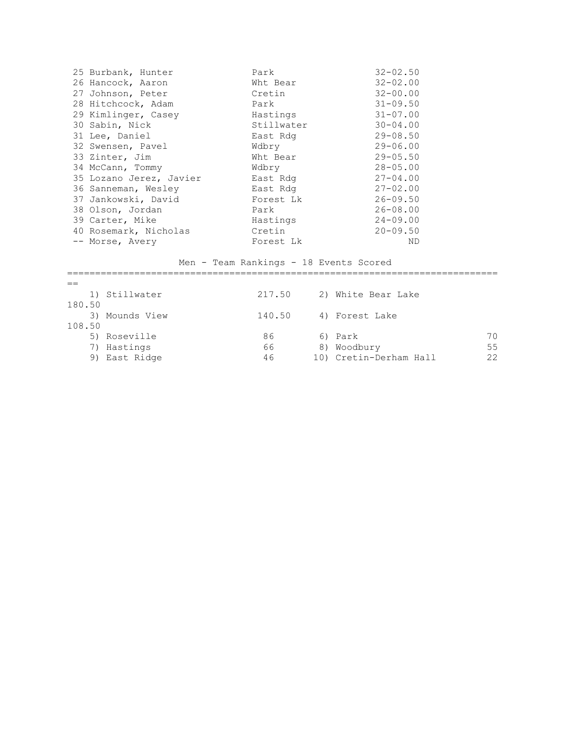| | | | |
|---|---|---|---|
| 25 | Burbank, Hunter | Park | 32-02.50 |
| 26 | Hancock, Aaron | Wht Bear | 32-02.00 |
| 27 | Johnson, Peter | Cretin | 32-00.00 |
| 28 | Hitchcock, Adam | Park | 31-09.50 |
| 29 | Kimlinger, Casey | Hastings | 31-07.00 |
| 30 | Sabin, Nick | Stillwater | 30-04.00 |
| 31 | Lee, Daniel | East Rdg | 29-08.50 |
| 32 | Swensen, Pavel | Wdbry | 29-06.00 |
| 33 | Zinter, Jim | Wht Bear | 29-05.50 |
| 34 | McCann, Tommy | Wdbry | 28-05.00 |
| 35 | Lozano Jerez, Javier | East Rdg | 27-04.00 |
| 36 | Sanneman, Wesley | East Rdg | 27-02.00 |
| 37 | Jankowski, David | Forest Lk | 26-09.50 |
| 38 | Olson, Jordan | Park | 26-08.00 |
| 39 | Carter, Mike | Hastings | 24-09.00 |
| 40 | Rosemark, Nicholas | Cretin | 20-09.50 |
| -- | Morse, Avery | Forest Lk | ND |

## Men - Team Rankings - 18 Events Scored

| | | | |
|---|---|---|---|
| 1) Stillwater | 217.50 | 2) White Bear Lake | 180.50 |
| 3) Mounds View | 140.50 | 4) Forest Lake | 108.50 |
| 5) Roseville | 86 | 6) Park | 70 |
| 7) Hastings | 66 | 8) Woodbury | 55 |
| 9) East Ridge | 46 | 10) Cretin-Derham Hall | 22 |